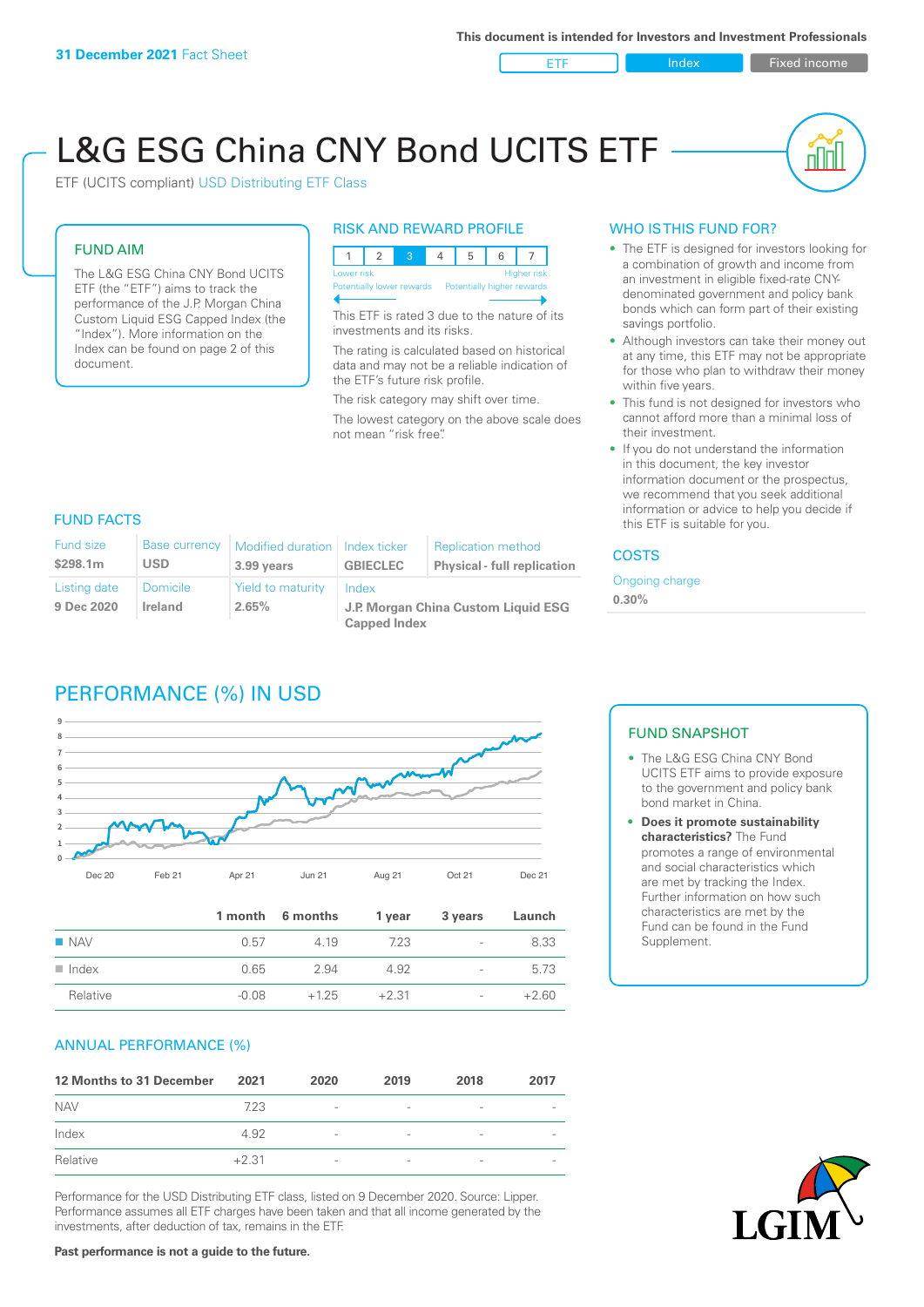**31 December 2021** Fact Sheet

This document is intended for Investors and Investment Professionals

ETF | Index | Fixed income

# L&G ESG China CNY Bond UCITS ETF

ETF (UCITS compliant) USD Distributing ETF Class

## FUND AIM

The L&G ESG China CNY Bond UCITS ETF (the "ETF") aims to track the performance of the J.P. Morgan China Custom Liquid ESG Capped Index (the "Index"). More information on the Index can be found on page 2 of this document.

## RISK AND REWARD PROFILE

| 1 | 2 | 3 | 4 | 5 | 6 | 7 |
|---|---|---|---|---|---|---|

Lower risk — Higher risk

Potentially lower rewards — Potentially higher rewards

This ETF is rated 3 due to the nature of its investments and its risks.

The rating is calculated based on historical data and may not be a reliable indication of the ETF's future risk profile.

The risk category may shift over time.

The lowest category on the above scale does not mean "risk free".

## WHO IS THIS FUND FOR?

- The ETF is designed for investors looking for a combination of growth and income from an investment in eligible fixed-rate CNY-denominated government and policy bank bonds which can form part of their existing savings portfolio.
- Although investors can take their money out at any time, this ETF may not be appropriate for those who plan to withdraw their money within five years.
- This fund is not designed for investors who cannot afford more than a minimal loss of their investment.
- If you do not understand the information in this document, the key investor information document or the prospectus, we recommend that you seek additional information or advice to help you decide if this ETF is suitable for you.

## FUND FACTS

| Fund size | Base currency | Modified duration | Index ticker | Replication method |
|---|---|---|---|---|
| **$298.1m** | **USD** | **3.99 years** | **GBIECLEC** | **Physical - full replication** |
| **Listing date** | **Domicile** | **Yield to maturity** | **Index** | |
| **9 Dec 2020** | **Ireland** | **2.65%** | **J.P. Morgan China Custom Liquid ESG Capped Index** | |

## COSTS

Ongoing charge

**0.30%**

## PERFORMANCE (%) IN USD

| | 1 month | 6 months | 1 year | 3 years | Launch |
|---|---|---|---|---|---|
| NAV | 0.57 | 4.19 | 7.23 | - | 8.33 |
| Index | 0.65 | 2.94 | 4.92 | - | 5.73 |
| Relative | -0.08 | +1.25 | +2.31 | - | +2.60 |

## FUND SNAPSHOT

- The L&G ESG China CNY Bond UCITS ETF aims to provide exposure to the government and policy bank bond market in China.
- **Does it promote sustainability characteristics?** The Fund promotes a range of environmental and social characteristics which are met by tracking the Index. Further information on how such characteristics are met by the Fund can be found in the Fund Supplement.

## ANNUAL PERFORMANCE (%)

| 12 Months to 31 December | 2021 | 2020 | 2019 | 2018 | 2017 |
|---|---|---|---|---|---|
| NAV | 7.23 | - | - | - | - |
| Index | 4.92 | - | - | - | - |
| Relative | +2.31 | - | - | - | - |

Performance for the USD Distributing ETF class, listed on 9 December 2020. Source: Lipper. Performance assumes all ETF charges have been taken and that all income generated by the investments, after deduction of tax, remains in the ETF.

**Past performance is not a guide to the future.**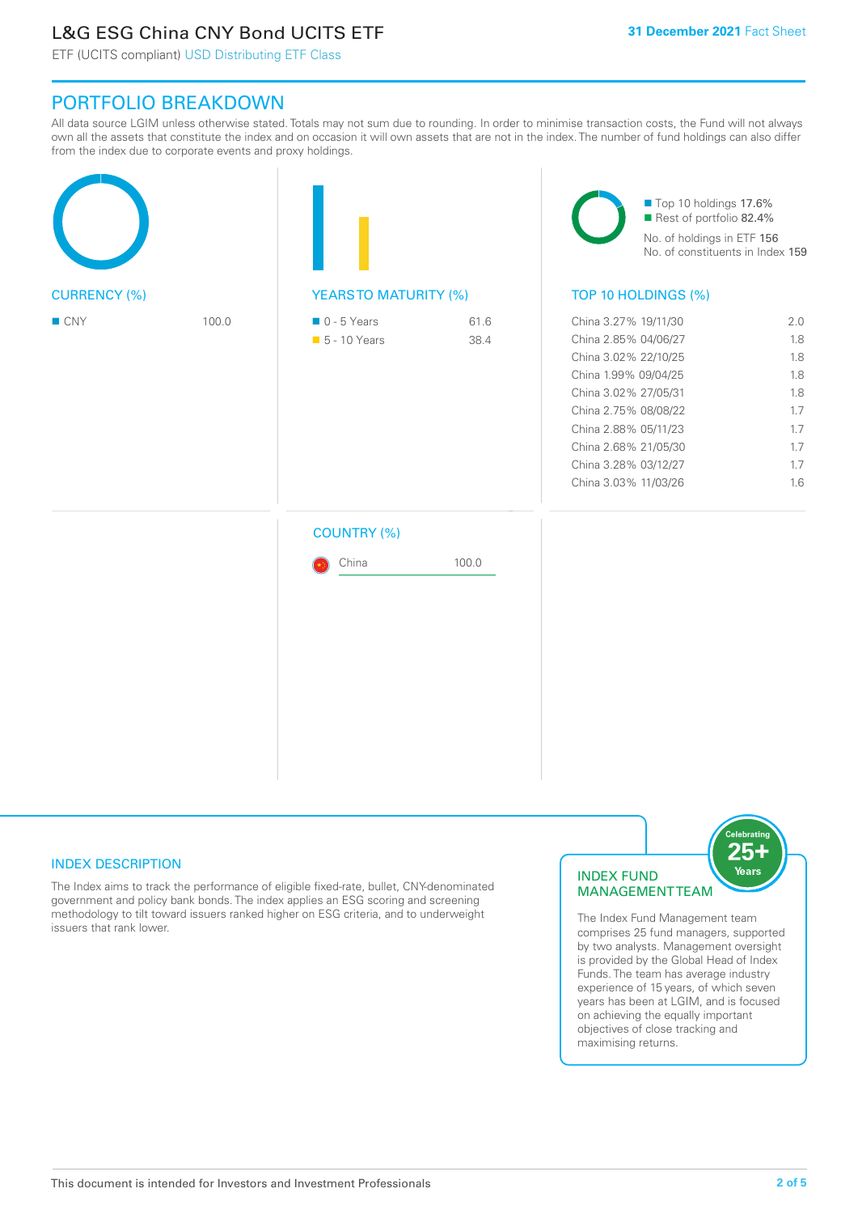# L&G ESG China CNY Bond UCITS ETF

ETF (UCITS compliant) USD Distributing ETF Class

**31 December 2021** Fact Sheet

## PORTFOLIO BREAKDOWN

All data source LGIM unless otherwise stated. Totals may not sum due to rounding. In order to minimise transaction costs, the Fund will not always own all the assets that constitute the index and on occasion it will own assets that are not in the index. The number of fund holdings can also differ from the index due to corporate events and proxy holdings.

### CURRENCY (%)

| Currency | % |
|---|---|
| CNY | 100.0 |

### YEARS TO MATURITY (%)

| Maturity | % |
|---|---|
| 0 - 5 Years | 61.6 |
| 5 - 10 Years | 38.4 |

- Top 10 holdings 17.6%
- Rest of portfolio 82.4%

No. of holdings in ETF 156

No. of constituents in Index 159

### TOP 10 HOLDINGS (%)

| Holding | % |
|---|---|
| China 3.27% 19/11/30 | 2.0 |
| China 2.85% 04/06/27 | 1.8 |
| China 3.02% 22/10/25 | 1.8 |
| China 1.99% 09/04/25 | 1.8 |
| China 3.02% 27/05/31 | 1.8 |
| China 2.75% 08/08/22 | 1.7 |
| China 2.88% 05/11/23 | 1.7 |
| China 2.68% 21/05/30 | 1.7 |
| China 3.28% 03/12/27 | 1.7 |
| China 3.03% 11/03/26 | 1.6 |

### COUNTRY (%)

| Country | % |
|---|---|
| China | 100.0 |

## INDEX DESCRIPTION

The Index aims to track the performance of eligible fixed-rate, bullet, CNY-denominated government and policy bank bonds. The index applies an ESG scoring and screening methodology to tilt toward issuers ranked higher on ESG criteria, and to underweight issuers that rank lower.

## INDEX FUND MANAGEMENT TEAM

Celebrating 25+ Years

The Index Fund Management team comprises 25 fund managers, supported by two analysts. Management oversight is provided by the Global Head of Index Funds. The team has average industry experience of 15 years, of which seven years has been at LGIM, and is focused on achieving the equally important objectives of close tracking and maximising returns.

This document is intended for Investors and Investment Professionals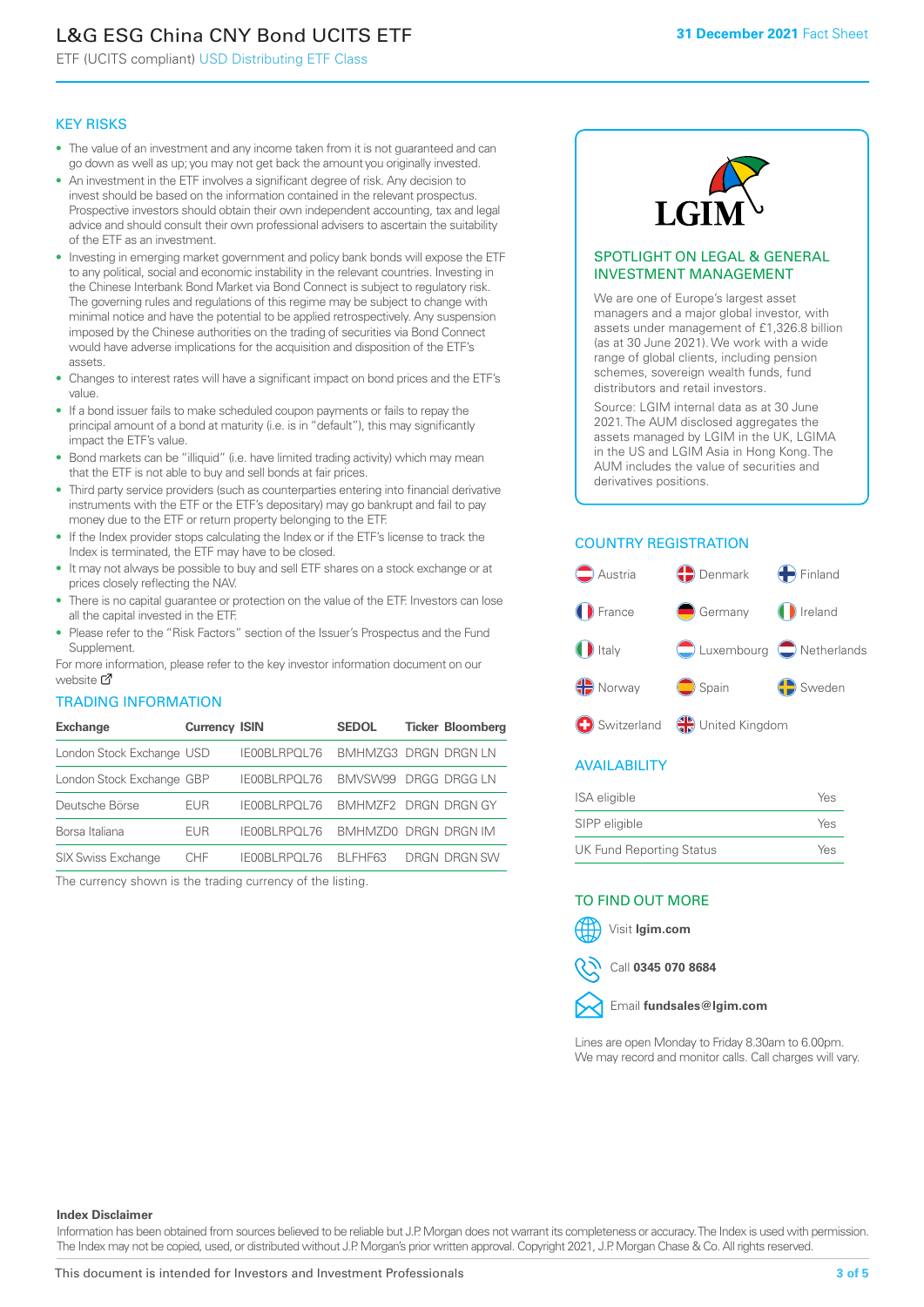# L&G ESG China CNY Bond UCITS ETF

ETF (UCITS compliant) USD Distributing ETF Class

31 December 2021 Fact Sheet

## KEY RISKS

- The value of an investment and any income taken from it is not guaranteed and can go down as well as up; you may not get back the amount you originally invested.
- An investment in the ETF involves a significant degree of risk. Any decision to invest should be based on the information contained in the relevant prospectus. Prospective investors should obtain their own independent accounting, tax and legal advice and should consult their own professional advisers to ascertain the suitability of the ETF as an investment.
- Investing in emerging market government and policy bank bonds will expose the ETF to any political, social and economic instability in the relevant countries. Investing in the Chinese Interbank Bond Market via Bond Connect is subject to regulatory risk. The governing rules and regulations of this regime may be subject to change with minimal notice and have the potential to be applied retrospectively. Any suspension imposed by the Chinese authorities on the trading of securities via Bond Connect would have adverse implications for the acquisition and disposition of the ETF's assets.
- Changes to interest rates will have a significant impact on bond prices and the ETF's value.
- If a bond issuer fails to make scheduled coupon payments or fails to repay the principal amount of a bond at maturity (i.e. is in "default"), this may significantly impact the ETF's value.
- Bond markets can be "illiquid" (i.e. have limited trading activity) which may mean that the ETF is not able to buy and sell bonds at fair prices.
- Third party service providers (such as counterparties entering into financial derivative instruments with the ETF or the ETF's depositary) may go bankrupt and fail to pay money due to the ETF or return property belonging to the ETF.
- If the Index provider stops calculating the Index or if the ETF's license to track the Index is terminated, the ETF may have to be closed.
- It may not always be possible to buy and sell ETF shares on a stock exchange or at prices closely reflecting the NAV.
- There is no capital guarantee or protection on the value of the ETF. Investors can lose all the capital invested in the ETF.
- Please refer to the "Risk Factors" section of the Issuer's Prospectus and the Fund Supplement.

For more information, please refer to the key investor information document on our website

## TRADING INFORMATION

| Exchange | Currency | ISIN | SEDOL | Ticker | Bloomberg |
|---|---|---|---|---|---|
| London Stock Exchange | USD | IE00BLRPQL76 | BMHMZG3 | DRGN | DRGN LN |
| London Stock Exchange | GBP | IE00BLRPQL76 | BMVSW99 | DRGG | DRGG LN |
| Deutsche Börse | EUR | IE00BLRPQL76 | BMHMZF2 | DRGN | DRGN GY |
| Borsa Italiana | EUR | IE00BLRPQL76 | BMHMZD0 | DRGN | DRGN IM |
| SIX Swiss Exchange | CHF | IE00BLRPQL76 | BLFHF63 | DRGN | DRGN SW |

The currency shown is the trading currency of the listing.

## SPOTLIGHT ON LEGAL & GENERAL INVESTMENT MANAGEMENT

We are one of Europe's largest asset managers and a major global investor, with assets under management of £1,326.8 billion (as at 30 June 2021). We work with a wide range of global clients, including pension schemes, sovereign wealth funds, fund distributors and retail investors.

Source: LGIM internal data as at 30 June 2021. The AUM disclosed aggregates the assets managed by LGIM in the UK, LGIMA in the US and LGIM Asia in Hong Kong. The AUM includes the value of securities and derivatives positions.

## COUNTRY REGISTRATION

Austria, Denmark, Finland, France, Germany, Ireland, Italy, Luxembourg, Netherlands, Norway, Spain, Sweden, Switzerland, United Kingdom

## AVAILABILITY

| | |
|---|---|
| ISA eligible | Yes |
| SIPP eligible | Yes |
| UK Fund Reporting Status | Yes |

## TO FIND OUT MORE

Visit **lgim.com**

Call **0345 070 8684**

Email **fundsales@lgim.com**

Lines are open Monday to Friday 8.30am to 6.00pm. We may record and monitor calls. Call charges will vary.

**Index Disclaimer**

Information has been obtained from sources believed to be reliable but J.P. Morgan does not warrant its completeness or accuracy. The Index is used with permission. The Index may not be copied, used, or distributed without J.P. Morgan's prior written approval. Copyright 2021, J.P. Morgan Chase & Co. All rights reserved.

This document is intended for Investors and Investment Professionals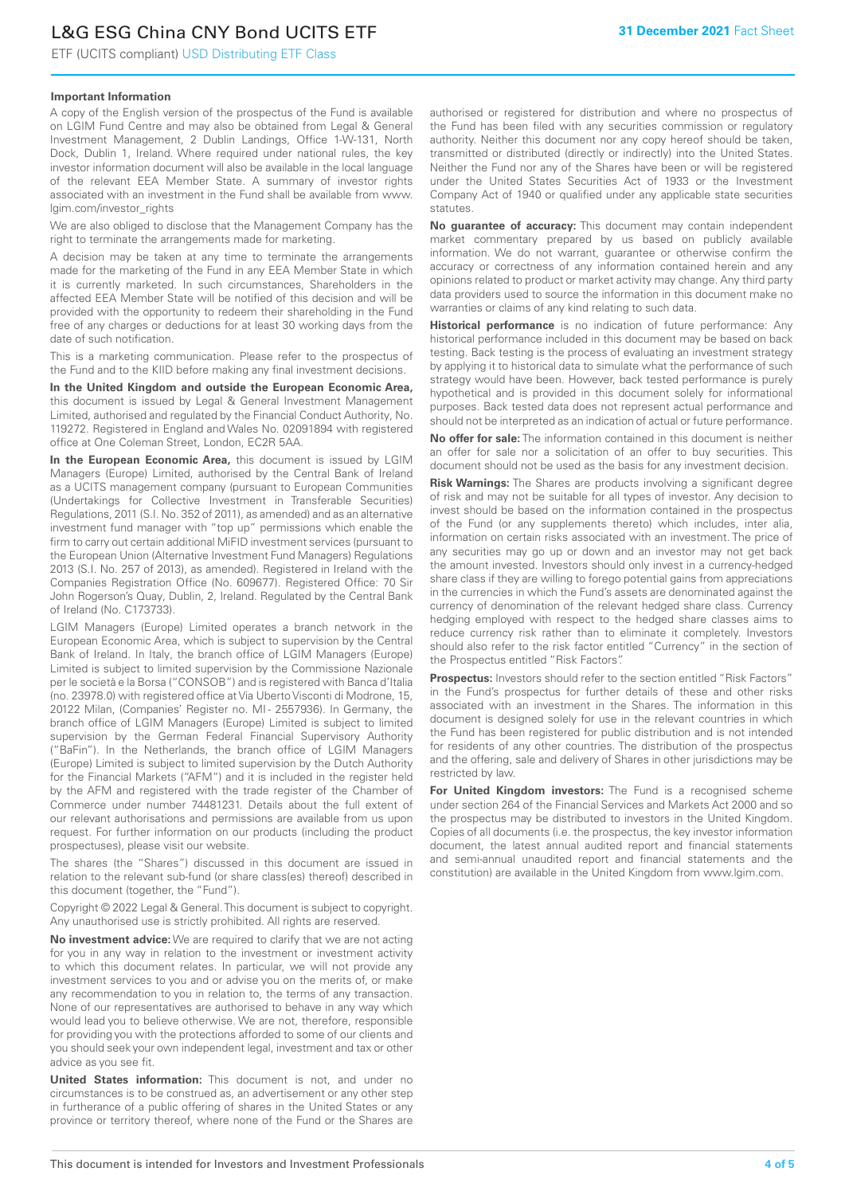### Important Information

A copy of the English version of the prospectus of the Fund is available on LGIM Fund Centre and may also be obtained from Legal & General Investment Management, 2 Dublin Landings, Office 1-W-131, North Dock, Dublin 1, Ireland. Where required under national rules, the key investor information document will also be available in the local language of the relevant EEA Member State. A summary of investor rights associated with an investment in the Fund shall be available from www.lgim.com/investor_rights

We are also obliged to disclose that the Management Company has the right to terminate the arrangements made for marketing.

A decision may be taken at any time to terminate the arrangements made for the marketing of the Fund in any EEA Member State in which it is currently marketed. In such circumstances, Shareholders in the affected EEA Member State will be notified of this decision and will be provided with the opportunity to redeem their shareholding in the Fund free of any charges or deductions for at least 30 working days from the date of such notification.

This is a marketing communication. Please refer to the prospectus of the Fund and to the KIID before making any final investment decisions.

**In the United Kingdom and outside the European Economic Area,** this document is issued by Legal & General Investment Management Limited, authorised and regulated by the Financial Conduct Authority, No. 119272. Registered in England and Wales No. 02091894 with registered office at One Coleman Street, London, EC2R 5AA.

**In the European Economic Area,** this document is issued by LGIM Managers (Europe) Limited, authorised by the Central Bank of Ireland as a UCITS management company (pursuant to European Communities (Undertakings for Collective Investment in Transferable Securities) Regulations, 2011 (S.I. No. 352 of 2011), as amended) and as an alternative investment fund manager with "top up" permissions which enable the firm to carry out certain additional MiFID investment services (pursuant to the European Union (Alternative Investment Fund Managers) Regulations 2013 (S.I. No. 257 of 2013), as amended). Registered in Ireland with the Companies Registration Office (No. 609677). Registered Office: 70 Sir John Rogerson's Quay, Dublin, 2, Ireland. Regulated by the Central Bank of Ireland (No. C173733).

LGIM Managers (Europe) Limited operates a branch network in the European Economic Area, which is subject to supervision by the Central Bank of Ireland. In Italy, the branch office of LGIM Managers (Europe) Limited is subject to limited supervision by the Commissione Nazionale per le società e la Borsa ("CONSOB") and is registered with Banca d'Italia (no. 23978.0) with registered office at Via Uberto Visconti di Modrone, 15, 20122 Milan, (Companies' Register no. MI - 2557936). In Germany, the branch office of LGIM Managers (Europe) Limited is subject to limited supervision by the German Federal Financial Supervisory Authority ("BaFin"). In the Netherlands, the branch office of LGIM Managers (Europe) Limited is subject to limited supervision by the Dutch Authority for the Financial Markets ("AFM") and it is included in the register held by the AFM and registered with the trade register of the Chamber of Commerce under number 74481231. Details about the full extent of our relevant authorisations and permissions are available from us upon request. For further information on our products (including the product prospectuses), please visit our website.

The shares (the "Shares") discussed in this document are issued in relation to the relevant sub-fund (or share class(es) thereof) described in this document (together, the "Fund").

Copyright © 2022 Legal & General. This document is subject to copyright. Any unauthorised use is strictly prohibited. All rights are reserved.

**No investment advice:** We are required to clarify that we are not acting for you in any way in relation to the investment or investment activity to which this document relates. In particular, we will not provide any investment services to you and or advise you on the merits of, or make any recommendation to you in relation to, the terms of any transaction. None of our representatives are authorised to behave in any way which would lead you to believe otherwise. We are not, therefore, responsible for providing you with the protections afforded to some of our clients and you should seek your own independent legal, investment and tax or other advice as you see fit.

**United States information:** This document is not, and under no circumstances is to be construed as, an advertisement or any other step in furtherance of a public offering of shares in the United States or any province or territory thereof, where none of the Fund or the Shares are authorised or registered for distribution and where no prospectus of the Fund has been filed with any securities commission or regulatory authority. Neither this document nor any copy hereof should be taken, transmitted or distributed (directly or indirectly) into the United States. Neither the Fund nor any of the Shares have been or will be registered under the United States Securities Act of 1933 or the Investment Company Act of 1940 or qualified under any applicable state securities statutes.

**No guarantee of accuracy:** This document may contain independent market commentary prepared by us based on publicly available information. We do not warrant, guarantee or otherwise confirm the accuracy or correctness of any information contained herein and any opinions related to product or market activity may change. Any third party data providers used to source the information in this document make no warranties or claims of any kind relating to such data.

**Historical performance** is no indication of future performance: Any historical performance included in this document may be based on back testing. Back testing is the process of evaluating an investment strategy by applying it to historical data to simulate what the performance of such strategy would have been. However, back tested performance is purely hypothetical and is provided in this document solely for informational purposes. Back tested data does not represent actual performance and should not be interpreted as an indication of actual or future performance.

**No offer for sale:** The information contained in this document is neither an offer for sale nor a solicitation of an offer to buy securities. This document should not be used as the basis for any investment decision.

**Risk Warnings:** The Shares are products involving a significant degree of risk and may not be suitable for all types of investor. Any decision to invest should be based on the information contained in the prospectus of the Fund (or any supplements thereto) which includes, inter alia, information on certain risks associated with an investment. The price of any securities may go up or down and an investor may not get back the amount invested. Investors should only invest in a currency-hedged share class if they are willing to forego potential gains from appreciations in the currencies in which the Fund's assets are denominated against the currency of denomination of the relevant hedged share class. Currency hedging employed with respect to the hedged share classes aims to reduce currency risk rather than to eliminate it completely. Investors should also refer to the risk factor entitled "Currency" in the section of the Prospectus entitled "Risk Factors".

**Prospectus:** Investors should refer to the section entitled "Risk Factors" in the Fund's prospectus for further details of these and other risks associated with an investment in the Shares. The information in this document is designed solely for use in the relevant countries in which the Fund has been registered for public distribution and is not intended for residents of any other countries. The distribution of the prospectus and the offering, sale and delivery of Shares in other jurisdictions may be restricted by law.

**For United Kingdom investors:** The Fund is a recognised scheme under section 264 of the Financial Services and Markets Act 2000 and so the prospectus may be distributed to investors in the United Kingdom. Copies of all documents (i.e. the prospectus, the key investor information document, the latest annual audited report and financial statements and semi-annual unaudited report and financial statements and the constitution) are available in the United Kingdom from www.lgim.com.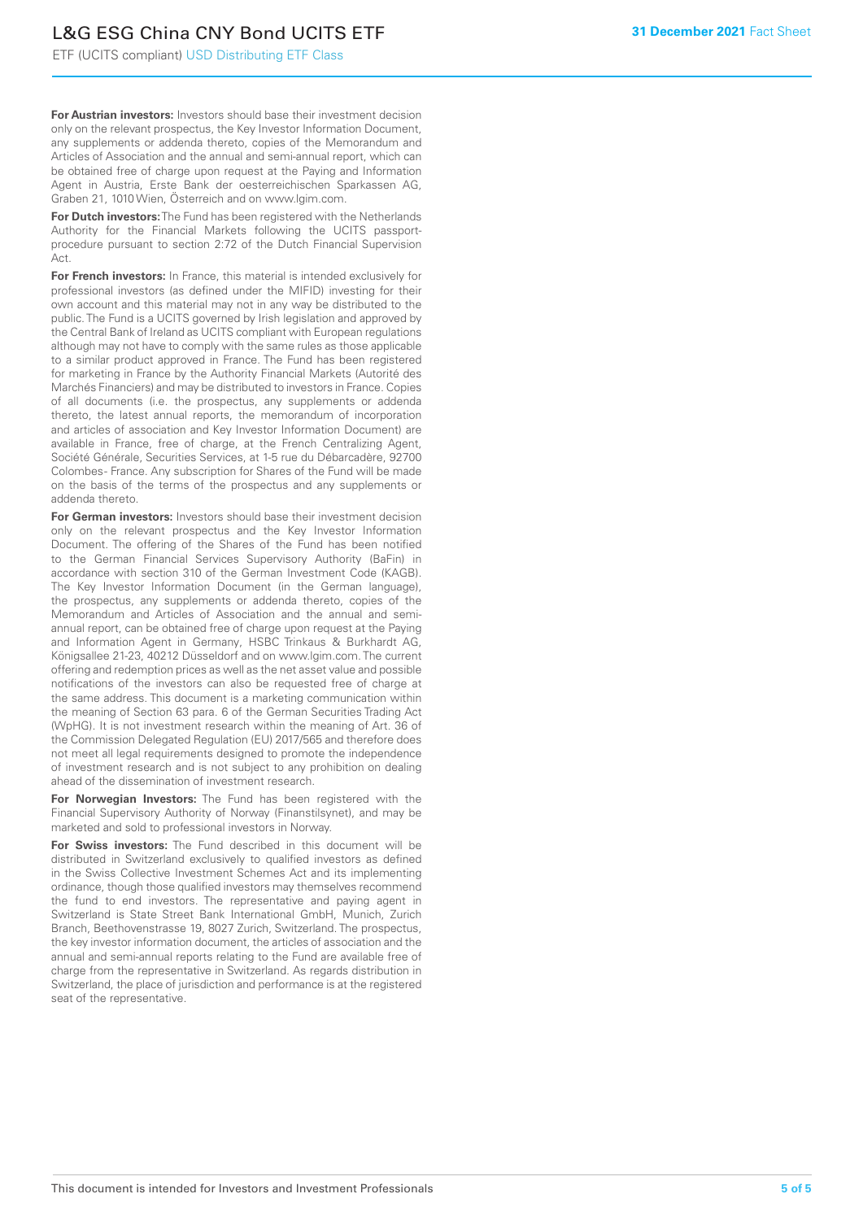**For Austrian investors:** Investors should base their investment decision only on the relevant prospectus, the Key Investor Information Document, any supplements or addenda thereto, copies of the Memorandum and Articles of Association and the annual and semi-annual report, which can be obtained free of charge upon request at the Paying and Information Agent in Austria, Erste Bank der oesterreichischen Sparkassen AG, Graben 21, 1010 Wien, Österreich and on www.lgim.com.

**For Dutch investors:** The Fund has been registered with the Netherlands Authority for the Financial Markets following the UCITS passport-procedure pursuant to section 2:72 of the Dutch Financial Supervision Act.

**For French investors:** In France, this material is intended exclusively for professional investors (as defined under the MIFID) investing for their own account and this material may not in any way be distributed to the public. The Fund is a UCITS governed by Irish legislation and approved by the Central Bank of Ireland as UCITS compliant with European regulations although may not have to comply with the same rules as those applicable to a similar product approved in France. The Fund has been registered for marketing in France by the Authority Financial Markets (Autorité des Marchés Financiers) and may be distributed to investors in France. Copies of all documents (i.e. the prospectus, any supplements or addenda thereto, the latest annual reports, the memorandum of incorporation and articles of association and Key Investor Information Document) are available in France, free of charge, at the French Centralizing Agent, Société Générale, Securities Services, at 1-5 rue du Débarcadère, 92700 Colombes- France. Any subscription for Shares of the Fund will be made on the basis of the terms of the prospectus and any supplements or addenda thereto.

**For German investors:** Investors should base their investment decision only on the relevant prospectus and the Key Investor Information Document. The offering of the Shares of the Fund has been notified to the German Financial Services Supervisory Authority (BaFin) in accordance with section 310 of the German Investment Code (KAGB). The Key Investor Information Document (in the German language), the prospectus, any supplements or addenda thereto, copies of the Memorandum and Articles of Association and the annual and semi-annual report, can be obtained free of charge upon request at the Paying and Information Agent in Germany, HSBC Trinkaus & Burkhardt AG, Königsallee 21-23, 40212 Düsseldorf and on www.lgim.com. The current offering and redemption prices as well as the net asset value and possible notifications of the investors can also be requested free of charge at the same address. This document is a marketing communication within the meaning of Section 63 para. 6 of the German Securities Trading Act (WpHG). It is not investment research within the meaning of Art. 36 of the Commission Delegated Regulation (EU) 2017/565 and therefore does not meet all legal requirements designed to promote the independence of investment research and is not subject to any prohibition on dealing ahead of the dissemination of investment research.

**For Norwegian Investors:** The Fund has been registered with the Financial Supervisory Authority of Norway (Finanstilsynet), and may be marketed and sold to professional investors in Norway.

**For Swiss investors:** The Fund described in this document will be distributed in Switzerland exclusively to qualified investors as defined in the Swiss Collective Investment Schemes Act and its implementing ordinance, though those qualified investors may themselves recommend the fund to end investors. The representative and paying agent in Switzerland is State Street Bank International GmbH, Munich, Zurich Branch, Beethovenstrasse 19, 8027 Zurich, Switzerland. The prospectus, the key investor information document, the articles of association and the annual and semi-annual reports relating to the Fund are available free of charge from the representative in Switzerland. As regards distribution in Switzerland, the place of jurisdiction and performance is at the registered seat of the representative.